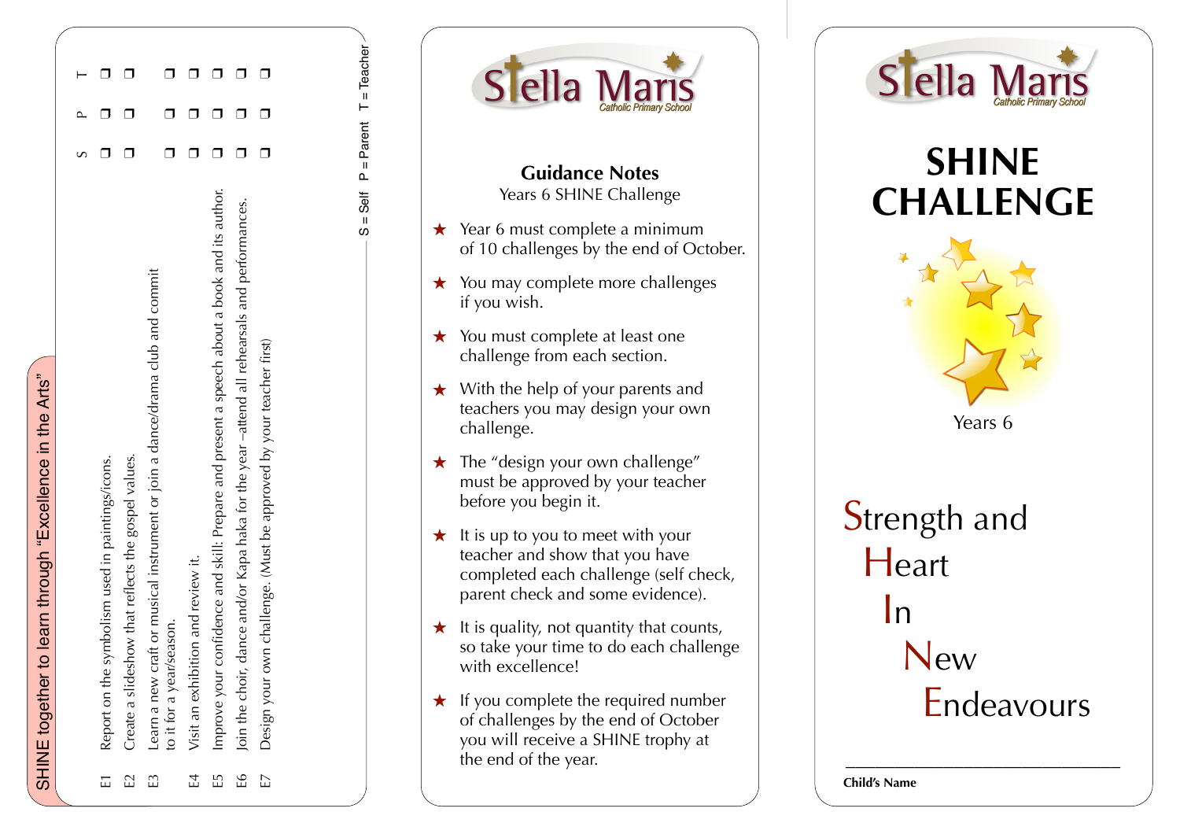## SHINE together to learn through "Excellence in the Arts"

| | | S | P | T |
|---|---|---|---|---|
| E1 | Report on the symbolism used in paintings/icons. | ❒ | ❒ | ❒ |
| E2 | Create a slideshow that reflects the gospel values. | ❒ | ❒ | ❒ |
| E3 | Learn a new craft or musical instrument or join a dance/drama club and commit to it for a year/season. | ❒ | ❒ | ❒ |
| E4 | Visit an exhibition and review it. | ❒ | ❒ | ❒ |
| E5 | Improve your confidence and skill: Prepare and present a speech about a book and its author. | ❒ | ❒ | ❒ |
| E6 | Join the choir, dance and/or Kapa haka for the year –attend all rehearsals and performances. | ❒ | ❒ | ❒ |
| E7 | Design your own challenge. (Must be approved by your teacher first) | ❒ | ❒ | ❒ |

S = Self P = Parent T = Teacher

Stella Maris Catholic Primary School

**Guidance Notes**

Years 6 SHINE Challenge

- ★ Year 6 must complete a minimum of 10 challenges by the end of October.
- ★ You may complete more challenges if you wish.
- ★ You must complete at least one challenge from each section.
- ★ With the help of your parents and teachers you may design your own challenge.
- ★ The "design your own challenge" must be approved by your teacher before you begin it.
- ★ It is up to you to meet with your teacher and show that you have completed each challenge (self check, parent check and some evidence).
- ★ It is quality, not quantity that counts, so take your time to do each challenge with excellence!
- ★ If you complete the required number of challenges by the end of October you will receive a SHINE trophy at the end of the year.

Stella Maris Catholic Primary School

# SHINE CHALLENGE

Years 6

Strength and
Heart
In
New
Endeavours

\_\_\_\_\_\_\_\_\_\_\_\_\_\_\_\_\_\_\_\_\_\_\_\_\_\_\_\_\_\_\_\_\_\_\_\_\_\_\_\_

**Child's Name**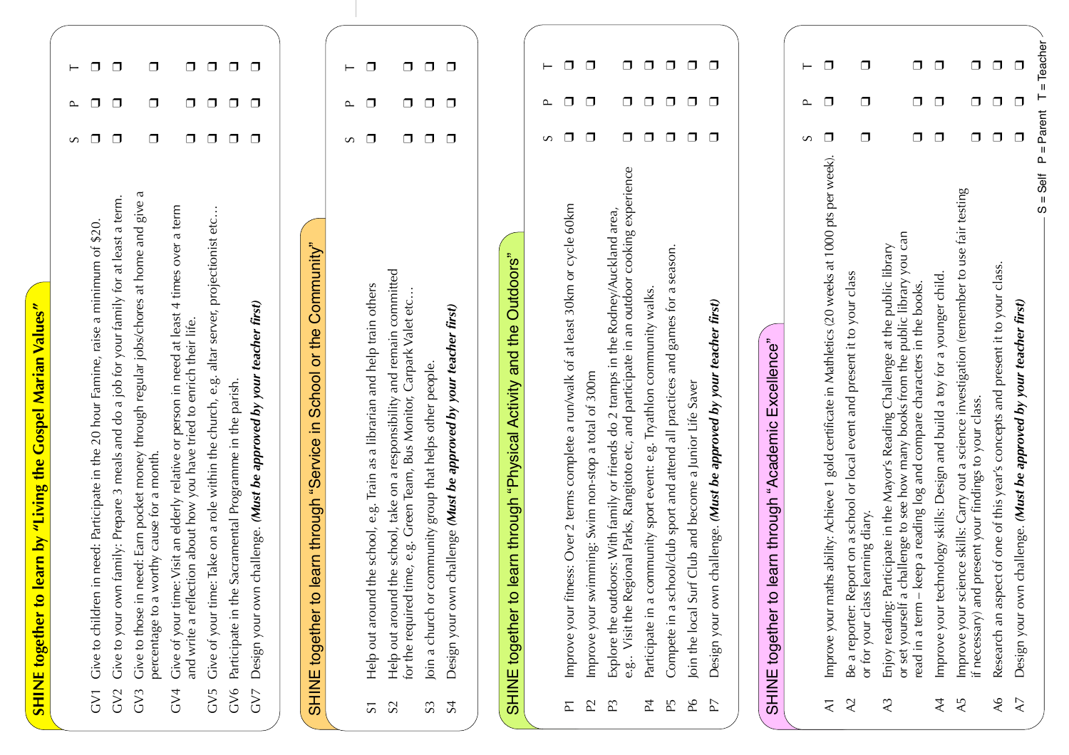## SHINE together to learn by "Living the Gospel Marian Values"

| | | S | P | T |
|---|---|---|---|---|
| GV1 | Give to children in need: Participate in the 20 hour Famine, raise a minimum of $20. | ❐ | ❐ | ❐ |
| GV2 | Give to your own family: Prepare 3 meals and do a job for your family for at least a term. | ❐ | ❐ | ❐ |
| GV3 | Give to those in need: Earn pocket money through regular jobs/chores at home and give a percentage to a worthy cause for a month. | ❐ | ❐ | ❐ |
| GV4 | Give of your time: Visit an elderly relative or person in need at least 4 times over a term and write a reflection about how you have tried to enrich their life. | ❐ | ❐ | ❐ |
| GV5 | Give of your time: Take on a role within the church, e.g. altar server, projectionist etc... | ❐ | ❐ | ❐ |
| GV6 | Participate in the Sacramental Programme in the parish. | ❐ | ❐ | ❐ |
| GV7 | Design your own challenge. ***(Must be approved by your teacher first)*** | ❐ | ❐ | ❐ |

## SHINE together to learn through "Service in School or the Community"

| | | S | P | T |
|---|---|---|---|---|
| S1 | Help out around the school, e.g. Train as a librarian and help train others | ❐ | ❐ | ❐ |
| S2 | Help out around the school, take on a responsibility and remain committed for the required time, e.g. Green Team, Bus Monitor, Carpark Valet etc... | ❐ | ❐ | ❐ |
| S3 | Join a church or community group that helps other people. | ❐ | ❐ | ❐ |
| S4 | Design your own challenge ***(Must be approved by your teacher first)*** | ❐ | ❐ | ❐ |

## SHINE together to learn through "Physical Activity and the Outdoors"

| | | S | P | T |
|---|---|---|---|---|
| P1 | Improve your fitness: Over 2 terms complete a run/walk of at least 30km or cycle 60km | ❐ | ❐ | ❐ |
| P2 | Improve your swimming: Swim non-stop a total of 300m | ❐ | ❐ | ❐ |
| P3 | Explore the outdoors: With family or friends do 2 tramps in the Rodney/Auckland area, e.g.. Visit the Regional Parks, Rangitoto etc, and participate in an outdoor cooking experience | ❐ | ❐ | ❐ |
| P4 | Participate in a community sport event: e.g. Tryathlon community walks. | ❐ | ❐ | ❐ |
| P5 | Compete in a school/club sport and attend all practices and games for a season. | ❐ | ❐ | ❐ |
| P6 | Join the local Surf Club and become a Junior Life Saver | ❐ | ❐ | ❐ |
| P7 | Design your own challenge. ***(Must be approved by your teacher first)*** | ❐ | ❐ | ❐ |

## SHINE together to learn through "Academic Excellence"

| | | S | P | T |
|---|---|---|---|---|
| A1 | Improve your maths ability: Achieve 1 gold certificate in Mathletics (20 weeks at 1000 pts per week). | ❐ | ❐ | ❐ |
| A2 | Be a reporter: Report on a school or local event and present it to your class or for your class learning diary. | ❐ | ❐ | ❐ |
| A3 | Enjoy reading: Participate in the Mayor's Reading Challenge at the public library or set yourself a challenge to see how many books from the public library you can read in a term – keep a reading log and compare characters in the books. | ❐ | ❐ | ❐ |
| A4 | Improve your technology skills: Design and build a toy for a younger child. | ❐ | ❐ | ❐ |
| A5 | Improve your science skills: Carry out a science investigation (remember to use fair testing if necessary) and present your findings to your class. | ❐ | ❐ | ❐ |
| A6 | Research an aspect of one of this year's concepts and present it to your class. | ❐ | ❐ | ❐ |
| A7 | Design your own challenge. ***(Must be approved by your teacher first)*** | ❐ | ❐ | ❐ |

S = Self P = Parent T = Teacher